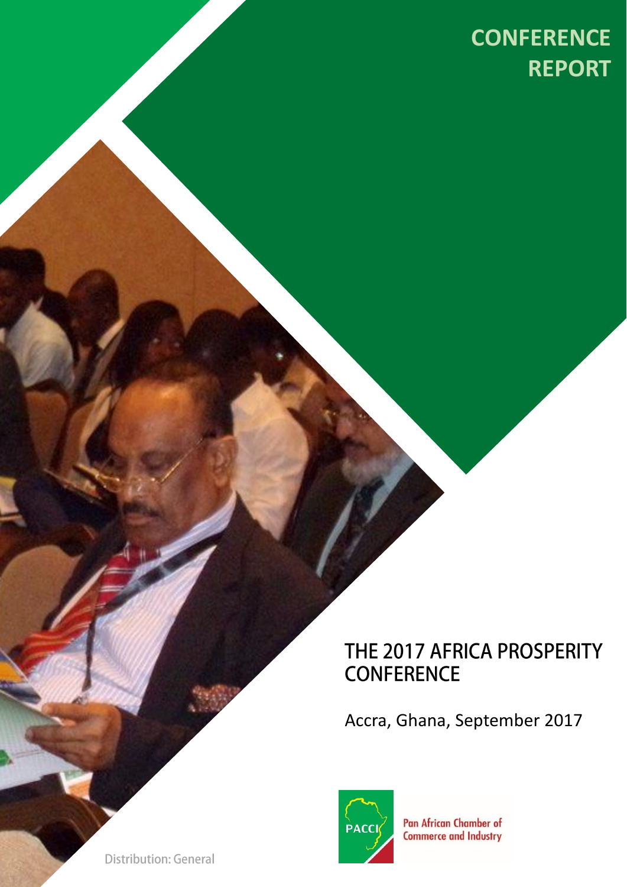# CONFERENCE REPORT

## THE 2017 AFRICA PROSPERITY CONFERENCE

Accra, Ghana, September 2017

PACCI

Pan African Chamber of Commerce and Industry

Distribution: General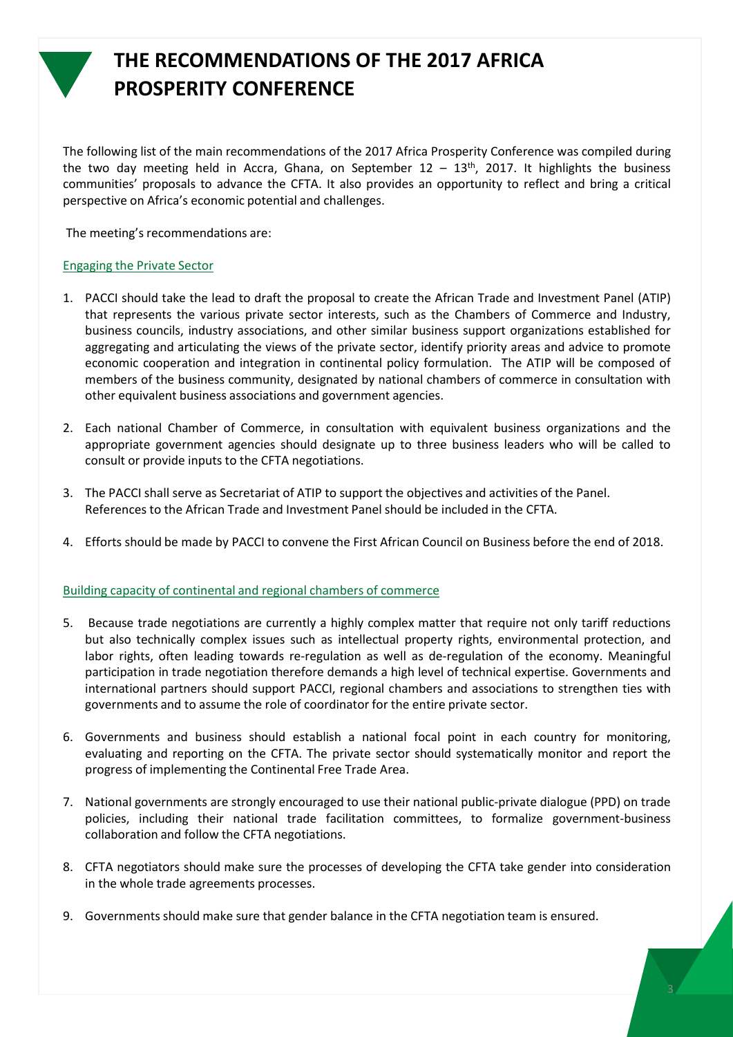# THE RECOMMENDATIONS OF THE 2017 AFRICA PROSPERITY CONFERENCE

The following list of the main recommendations of the 2017 Africa Prosperity Conference was compiled during the two day meeting held in Accra, Ghana, on September 12 – 13th, 2017. It highlights the business communities' proposals to advance the CFTA. It also provides an opportunity to reflect and bring a critical perspective on Africa's economic potential and challenges.

The meeting's recommendations are:

## Engaging the Private Sector

1. PACCI should take the lead to draft the proposal to create the African Trade and Investment Panel (ATIP) that represents the various private sector interests, such as the Chambers of Commerce and Industry, business councils, industry associations, and other similar business support organizations established for aggregating and articulating the views of the private sector, identify priority areas and advice to promote economic cooperation and integration in continental policy formulation. The ATIP will be composed of members of the business community, designated by national chambers of commerce in consultation with other equivalent business associations and government agencies.

2. Each national Chamber of Commerce, in consultation with equivalent business organizations and the appropriate government agencies should designate up to three business leaders who will be called to consult or provide inputs to the CFTA negotiations.

3. The PACCI shall serve as Secretariat of ATIP to support the objectives and activities of the Panel. References to the African Trade and Investment Panel should be included in the CFTA.

4. Efforts should be made by PACCI to convene the First African Council on Business before the end of 2018.

## Building capacity of continental and regional chambers of commerce

5. Because trade negotiations are currently a highly complex matter that require not only tariff reductions but also technically complex issues such as intellectual property rights, environmental protection, and labor rights, often leading towards re-regulation as well as de-regulation of the economy. Meaningful participation in trade negotiation therefore demands a high level of technical expertise. Governments and international partners should support PACCI, regional chambers and associations to strengthen ties with governments and to assume the role of coordinator for the entire private sector.

6. Governments and business should establish a national focal point in each country for monitoring, evaluating and reporting on the CFTA. The private sector should systematically monitor and report the progress of implementing the Continental Free Trade Area.

7. National governments are strongly encouraged to use their national public-private dialogue (PPD) on trade policies, including their national trade facilitation committees, to formalize government-business collaboration and follow the CFTA negotiations.

8. CFTA negotiators should make sure the processes of developing the CFTA take gender into consideration in the whole trade agreements processes.

9. Governments should make sure that gender balance in the CFTA negotiation team is ensured.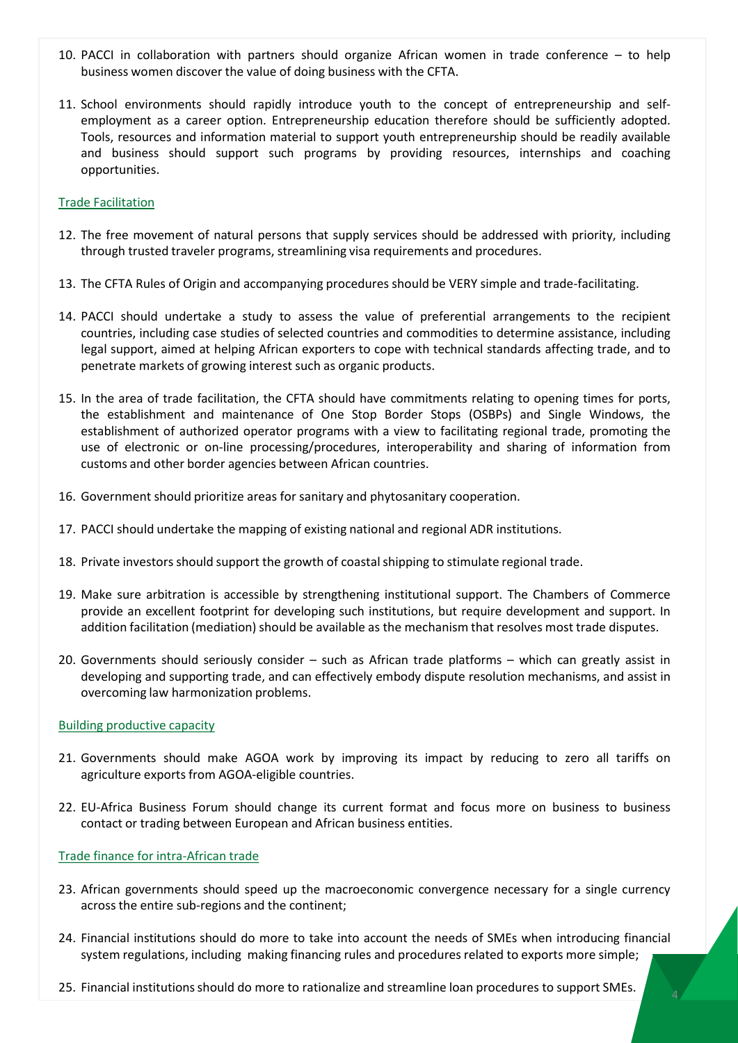10. PACCI in collaboration with partners should organize African women in trade conference – to help business women discover the value of doing business with the CFTA.

11. School environments should rapidly introduce youth to the concept of entrepreneurship and self-employment as a career option. Entrepreneurship education therefore should be sufficiently adopted. Tools, resources and information material to support youth entrepreneurship should be readily available and business should support such programs by providing resources, internships and coaching opportunities.

Trade Facilitation

12. The free movement of natural persons that supply services should be addressed with priority, including through trusted traveler programs, streamlining visa requirements and procedures.

13. The CFTA Rules of Origin and accompanying procedures should be VERY simple and trade-facilitating.

14. PACCI should undertake a study to assess the value of preferential arrangements to the recipient countries, including case studies of selected countries and commodities to determine assistance, including legal support, aimed at helping African exporters to cope with technical standards affecting trade, and to penetrate markets of growing interest such as organic products.

15. In the area of trade facilitation, the CFTA should have commitments relating to opening times for ports, the establishment and maintenance of One Stop Border Stops (OSBPs) and Single Windows, the establishment of authorized operator programs with a view to facilitating regional trade, promoting the use of electronic or on-line processing/procedures, interoperability and sharing of information from customs and other border agencies between African countries.

16. Government should prioritize areas for sanitary and phytosanitary cooperation.

17. PACCI should undertake the mapping of existing national and regional ADR institutions.

18. Private investors should support the growth of coastal shipping to stimulate regional trade.

19. Make sure arbitration is accessible by strengthening institutional support. The Chambers of Commerce provide an excellent footprint for developing such institutions, but require development and support. In addition facilitation (mediation) should be available as the mechanism that resolves most trade disputes.

20. Governments should seriously consider – such as African trade platforms – which can greatly assist in developing and supporting trade, and can effectively embody dispute resolution mechanisms, and assist in overcoming law harmonization problems.

Building productive capacity

21. Governments should make AGOA work by improving its impact by reducing to zero all tariffs on agriculture exports from AGOA-eligible countries.

22. EU-Africa Business Forum should change its current format and focus more on business to business contact or trading between European and African business entities.

Trade finance for intra-African trade

23. African governments should speed up the macroeconomic convergence necessary for a single currency across the entire sub-regions and the continent;

24. Financial institutions should do more to take into account the needs of SMEs when introducing financial system regulations, including making financing rules and procedures related to exports more simple;

25. Financial institutions should do more to rationalize and streamline loan procedures to support SMEs.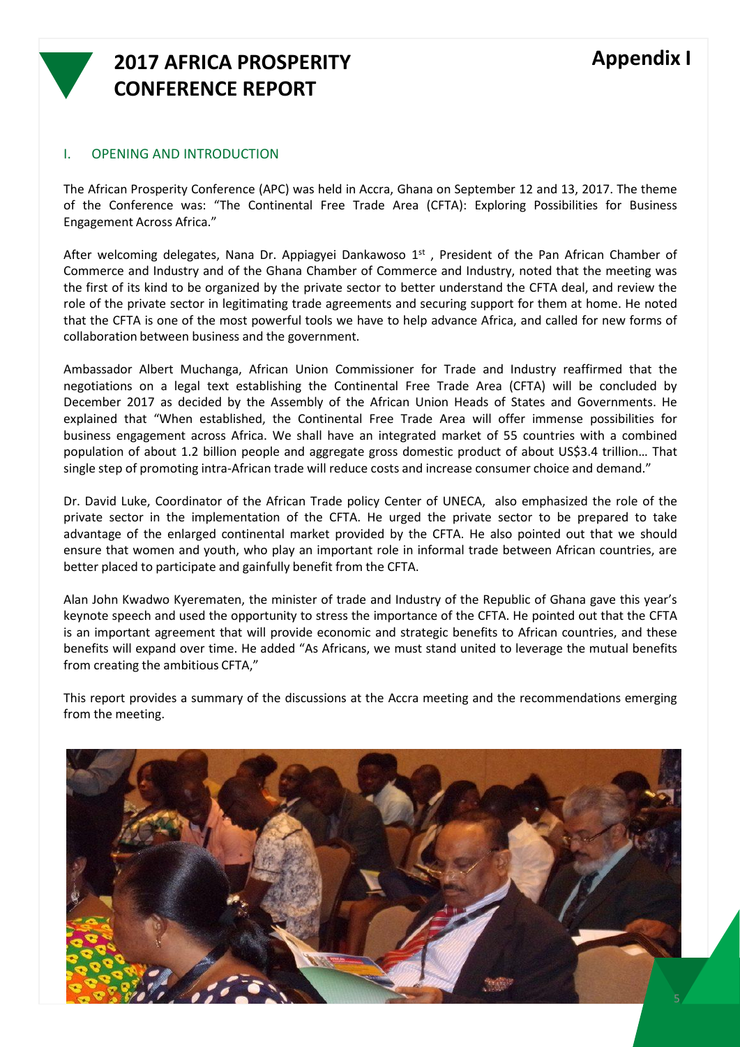# 2017 AFRICA PROSPERITY CONFERENCE REPORT

**Appendix I**

## I. OPENING AND INTRODUCTION

The African Prosperity Conference (APC) was held in Accra, Ghana on September 12 and 13, 2017. The theme of the Conference was: "The Continental Free Trade Area (CFTA): Exploring Possibilities for Business Engagement Across Africa."

After welcoming delegates, Nana Dr. Appiagyei Dankawoso 1st , President of the Pan African Chamber of Commerce and Industry and of the Ghana Chamber of Commerce and Industry, noted that the meeting was the first of its kind to be organized by the private sector to better understand the CFTA deal, and review the role of the private sector in legitimating trade agreements and securing support for them at home. He noted that the CFTA is one of the most powerful tools we have to help advance Africa, and called for new forms of collaboration between business and the government.

Ambassador Albert Muchanga, African Union Commissioner for Trade and Industry reaffirmed that the negotiations on a legal text establishing the Continental Free Trade Area (CFTA) will be concluded by December 2017 as decided by the Assembly of the African Union Heads of States and Governments. He explained that "When established, the Continental Free Trade Area will offer immense possibilities for business engagement across Africa. We shall have an integrated market of 55 countries with a combined population of about 1.2 billion people and aggregate gross domestic product of about US$3.4 trillion… That single step of promoting intra-African trade will reduce costs and increase consumer choice and demand."

Dr. David Luke, Coordinator of the African Trade policy Center of UNECA, also emphasized the role of the private sector in the implementation of the CFTA. He urged the private sector to be prepared to take advantage of the enlarged continental market provided by the CFTA. He also pointed out that we should ensure that women and youth, who play an important role in informal trade between African countries, are better placed to participate and gainfully benefit from the CFTA.

Alan John Kwadwo Kyerematen, the minister of trade and Industry of the Republic of Ghana gave this year's keynote speech and used the opportunity to stress the importance of the CFTA. He pointed out that the CFTA is an important agreement that will provide economic and strategic benefits to African countries, and these benefits will expand over time. He added "As Africans, we must stand united to leverage the mutual benefits from creating the ambitious CFTA,"

This report provides a summary of the discussions at the Accra meeting and the recommendations emerging from the meeting.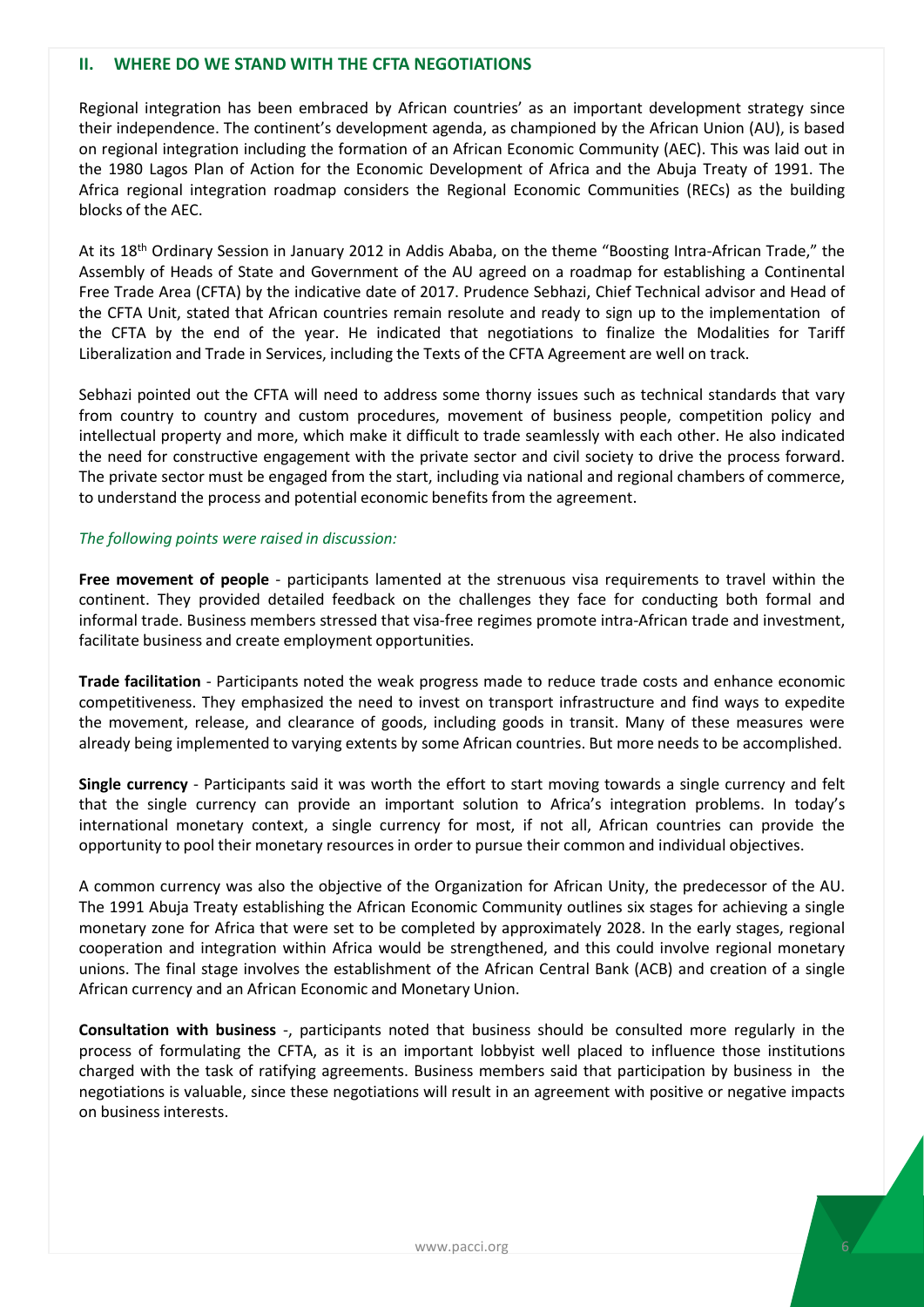## II. WHERE DO WE STAND WITH THE CFTA NEGOTIATIONS

Regional integration has been embraced by African countries' as an important development strategy since their independence. The continent's development agenda, as championed by the African Union (AU), is based on regional integration including the formation of an African Economic Community (AEC). This was laid out in the 1980 Lagos Plan of Action for the Economic Development of Africa and the Abuja Treaty of 1991. The Africa regional integration roadmap considers the Regional Economic Communities (RECs) as the building blocks of the AEC.

At its 18th Ordinary Session in January 2012 in Addis Ababa, on the theme "Boosting Intra-African Trade," the Assembly of Heads of State and Government of the AU agreed on a roadmap for establishing a Continental Free Trade Area (CFTA) by the indicative date of 2017. Prudence Sebhazi, Chief Technical advisor and Head of the CFTA Unit, stated that African countries remain resolute and ready to sign up to the implementation of the CFTA by the end of the year. He indicated that negotiations to finalize the Modalities for Tariff Liberalization and Trade in Services, including the Texts of the CFTA Agreement are well on track.

Sebhazi pointed out the CFTA will need to address some thorny issues such as technical standards that vary from country to country and custom procedures, movement of business people, competition policy and intellectual property and more, which make it difficult to trade seamlessly with each other. He also indicated the need for constructive engagement with the private sector and civil society to drive the process forward. The private sector must be engaged from the start, including via national and regional chambers of commerce, to understand the process and potential economic benefits from the agreement.

*The following points were raised in discussion:*

**Free movement of people** - participants lamented at the strenuous visa requirements to travel within the continent. They provided detailed feedback on the challenges they face for conducting both formal and informal trade. Business members stressed that visa-free regimes promote intra-African trade and investment, facilitate business and create employment opportunities.

**Trade facilitation** - Participants noted the weak progress made to reduce trade costs and enhance economic competitiveness. They emphasized the need to invest on transport infrastructure and find ways to expedite the movement, release, and clearance of goods, including goods in transit. Many of these measures were already being implemented to varying extents by some African countries. But more needs to be accomplished.

**Single currency** - Participants said it was worth the effort to start moving towards a single currency and felt that the single currency can provide an important solution to Africa's integration problems. In today's international monetary context, a single currency for most, if not all, African countries can provide the opportunity to pool their monetary resources in order to pursue their common and individual objectives.

A common currency was also the objective of the Organization for African Unity, the predecessor of the AU. The 1991 Abuja Treaty establishing the African Economic Community outlines six stages for achieving a single monetary zone for Africa that were set to be completed by approximately 2028. In the early stages, regional cooperation and integration within Africa would be strengthened, and this could involve regional monetary unions. The final stage involves the establishment of the African Central Bank (ACB) and creation of a single African currency and an African Economic and Monetary Union.

**Consultation with business** -, participants noted that business should be consulted more regularly in the process of formulating the CFTA, as it is an important lobbyist well placed to influence those institutions charged with the task of ratifying agreements. Business members said that participation by business in the negotiations is valuable, since these negotiations will result in an agreement with positive or negative impacts on business interests.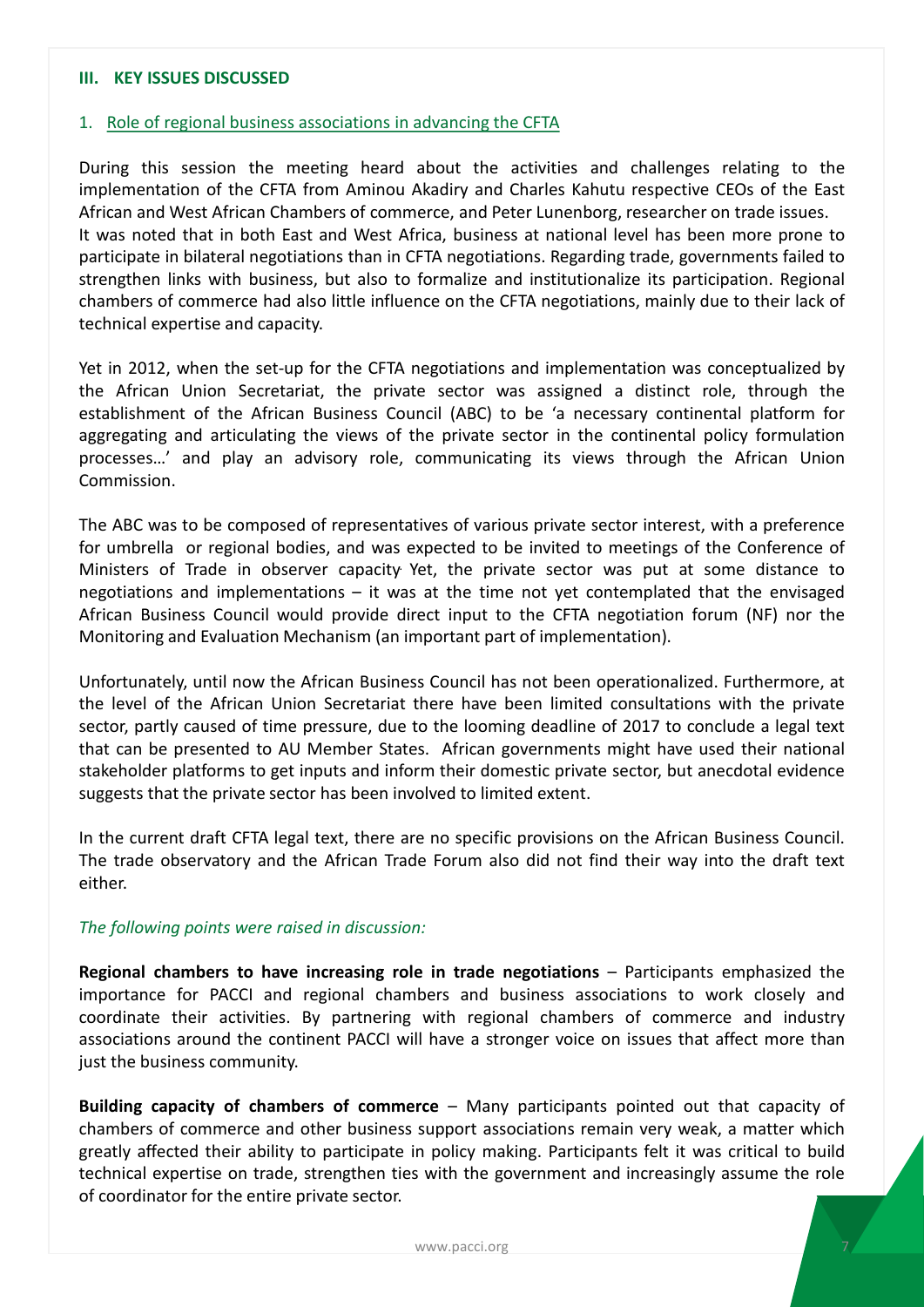## III. KEY ISSUES DISCUSSED

### 1. Role of regional business associations in advancing the CFTA

During this session the meeting heard about the activities and challenges relating to the implementation of the CFTA from Aminou Akadiry and Charles Kahutu respective CEOs of the East African and West African Chambers of commerce, and Peter Lunenborg, researcher on trade issues. It was noted that in both East and West Africa, business at national level has been more prone to participate in bilateral negotiations than in CFTA negotiations. Regarding trade, governments failed to strengthen links with business, but also to formalize and institutionalize its participation. Regional chambers of commerce had also little influence on the CFTA negotiations, mainly due to their lack of technical expertise and capacity.

Yet in 2012, when the set-up for the CFTA negotiations and implementation was conceptualized by the African Union Secretariat, the private sector was assigned a distinct role, through the establishment of the African Business Council (ABC) to be 'a necessary continental platform for aggregating and articulating the views of the private sector in the continental policy formulation processes…' and play an advisory role, communicating its views through the African Union Commission.

The ABC was to be composed of representatives of various private sector interest, with a preference for umbrella or regional bodies, and was expected to be invited to meetings of the Conference of Ministers of Trade in observer capacity. Yet, the private sector was put at some distance to negotiations and implementations – it was at the time not yet contemplated that the envisaged African Business Council would provide direct input to the CFTA negotiation forum (NF) nor the Monitoring and Evaluation Mechanism (an important part of implementation).

Unfortunately, until now the African Business Council has not been operationalized. Furthermore, at the level of the African Union Secretariat there have been limited consultations with the private sector, partly caused of time pressure, due to the looming deadline of 2017 to conclude a legal text that can be presented to AU Member States. African governments might have used their national stakeholder platforms to get inputs and inform their domestic private sector, but anecdotal evidence suggests that the private sector has been involved to limited extent.

In the current draft CFTA legal text, there are no specific provisions on the African Business Council. The trade observatory and the African Trade Forum also did not find their way into the draft text either.

*The following points were raised in discussion:*

**Regional chambers to have increasing role in trade negotiations** – Participants emphasized the importance for PACCI and regional chambers and business associations to work closely and coordinate their activities. By partnering with regional chambers of commerce and industry associations around the continent PACCI will have a stronger voice on issues that affect more than just the business community.

**Building capacity of chambers of commerce** – Many participants pointed out that capacity of chambers of commerce and other business support associations remain very weak, a matter which greatly affected their ability to participate in policy making. Participants felt it was critical to build technical expertise on trade, strengthen ties with the government and increasingly assume the role of coordinator for the entire private sector.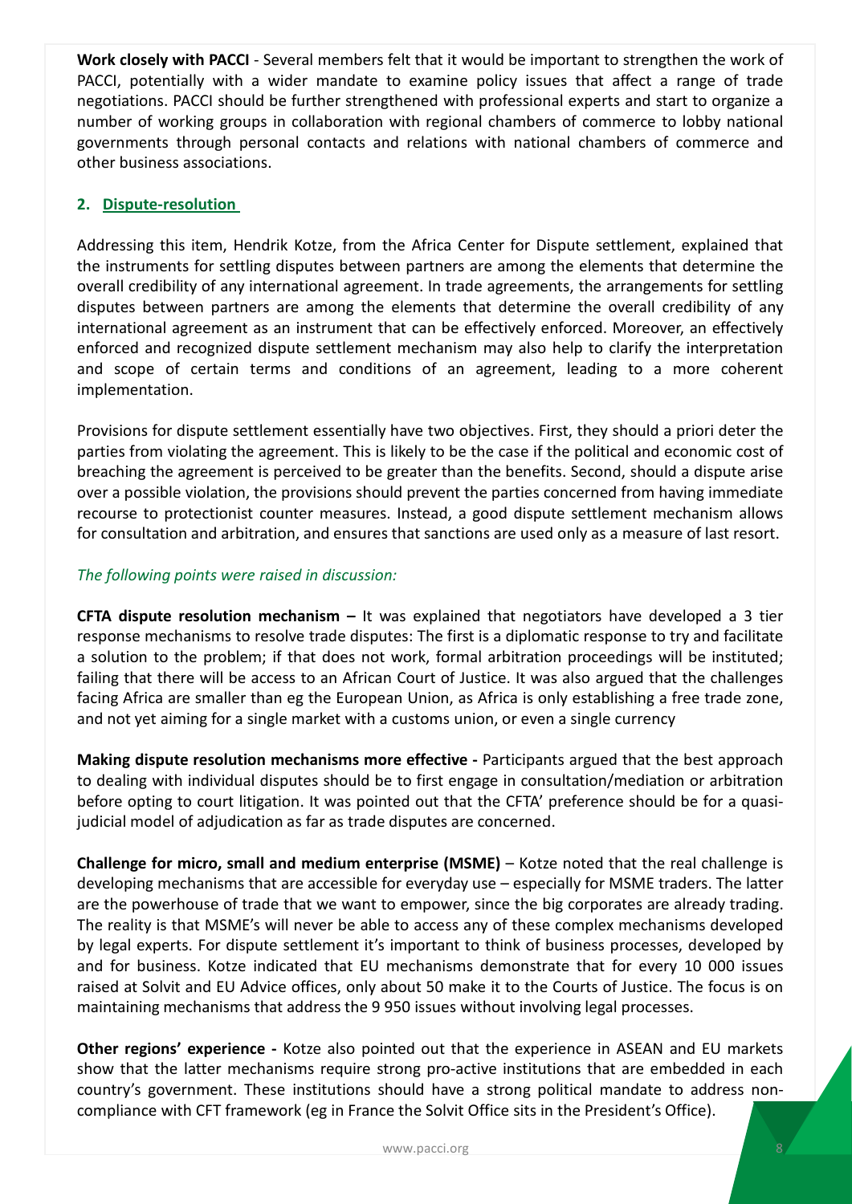**Work closely with PACCI** - Several members felt that it would be important to strengthen the work of PACCI, potentially with a wider mandate to examine policy issues that affect a range of trade negotiations. PACCI should be further strengthened with professional experts and start to organize a number of working groups in collaboration with regional chambers of commerce to lobby national governments through personal contacts and relations with national chambers of commerce and other business associations.

## 2. Dispute-resolution

Addressing this item, Hendrik Kotze, from the Africa Center for Dispute settlement, explained that the instruments for settling disputes between partners are among the elements that determine the overall credibility of any international agreement. In trade agreements, the arrangements for settling disputes between partners are among the elements that determine the overall credibility of any international agreement as an instrument that can be effectively enforced. Moreover, an effectively enforced and recognized dispute settlement mechanism may also help to clarify the interpretation and scope of certain terms and conditions of an agreement, leading to a more coherent implementation.

Provisions for dispute settlement essentially have two objectives. First, they should a priori deter the parties from violating the agreement. This is likely to be the case if the political and economic cost of breaching the agreement is perceived to be greater than the benefits. Second, should a dispute arise over a possible violation, the provisions should prevent the parties concerned from having immediate recourse to protectionist counter measures. Instead, a good dispute settlement mechanism allows for consultation and arbitration, and ensures that sanctions are used only as a measure of last resort.

*The following points were raised in discussion:*

**CFTA dispute resolution mechanism –** It was explained that negotiators have developed a 3 tier response mechanisms to resolve trade disputes: The first is a diplomatic response to try and facilitate a solution to the problem; if that does not work, formal arbitration proceedings will be instituted; failing that there will be access to an African Court of Justice. It was also argued that the challenges facing Africa are smaller than eg the European Union, as Africa is only establishing a free trade zone, and not yet aiming for a single market with a customs union, or even a single currency

**Making dispute resolution mechanisms more effective -** Participants argued that the best approach to dealing with individual disputes should be to first engage in consultation/mediation or arbitration before opting to court litigation. It was pointed out that the CFTA' preference should be for a quasi-judicial model of adjudication as far as trade disputes are concerned.

**Challenge for micro, small and medium enterprise (MSME)** – Kotze noted that the real challenge is developing mechanisms that are accessible for everyday use – especially for MSME traders. The latter are the powerhouse of trade that we want to empower, since the big corporates are already trading. The reality is that MSME's will never be able to access any of these complex mechanisms developed by legal experts. For dispute settlement it's important to think of business processes, developed by and for business. Kotze indicated that EU mechanisms demonstrate that for every 10 000 issues raised at Solvit and EU Advice offices, only about 50 make it to the Courts of Justice. The focus is on maintaining mechanisms that address the 9 950 issues without involving legal processes.

**Other regions' experience -** Kotze also pointed out that the experience in ASEAN and EU markets show that the latter mechanisms require strong pro-active institutions that are embedded in each country's government. These institutions should have a strong political mandate to address non-compliance with CFT framework (eg in France the Solvit Office sits in the President's Office).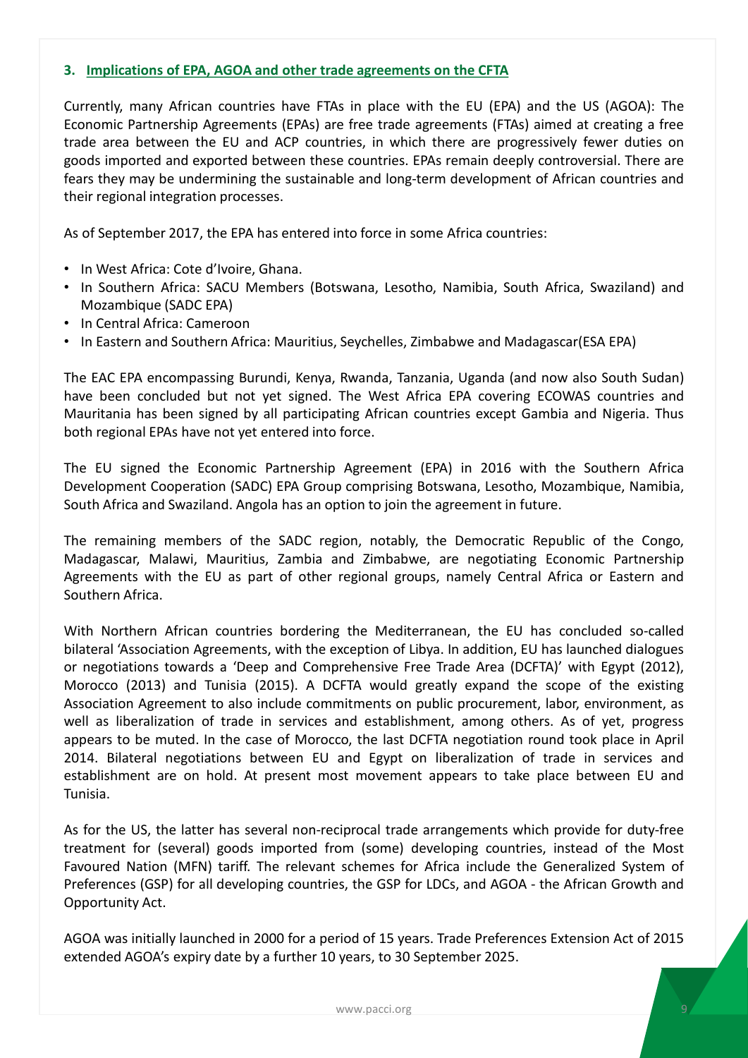### 3. Implications of EPA, AGOA and other trade agreements on the CFTA

Currently, many African countries have FTAs in place with the EU (EPA) and the US (AGOA): The Economic Partnership Agreements (EPAs) are free trade agreements (FTAs) aimed at creating a free trade area between the EU and ACP countries, in which there are progressively fewer duties on goods imported and exported between these countries. EPAs remain deeply controversial. There are fears they may be undermining the sustainable and long-term development of African countries and their regional integration processes.

As of September 2017, the EPA has entered into force in some Africa countries:

- In West Africa: Cote d'Ivoire, Ghana.
- In Southern Africa: SACU Members (Botswana, Lesotho, Namibia, South Africa, Swaziland) and Mozambique (SADC EPA)
- In Central Africa: Cameroon
- In Eastern and Southern Africa: Mauritius, Seychelles, Zimbabwe and Madagascar(ESA EPA)

The EAC EPA encompassing Burundi, Kenya, Rwanda, Tanzania, Uganda (and now also South Sudan) have been concluded but not yet signed. The West Africa EPA covering ECOWAS countries and Mauritania has been signed by all participating African countries except Gambia and Nigeria. Thus both regional EPAs have not yet entered into force.

The EU signed the Economic Partnership Agreement (EPA) in 2016 with the Southern Africa Development Cooperation (SADC) EPA Group comprising Botswana, Lesotho, Mozambique, Namibia, South Africa and Swaziland. Angola has an option to join the agreement in future.

The remaining members of the SADC region, notably, the Democratic Republic of the Congo, Madagascar, Malawi, Mauritius, Zambia and Zimbabwe, are negotiating Economic Partnership Agreements with the EU as part of other regional groups, namely Central Africa or Eastern and Southern Africa.

With Northern African countries bordering the Mediterranean, the EU has concluded so-called bilateral 'Association Agreements, with the exception of Libya. In addition, EU has launched dialogues or negotiations towards a 'Deep and Comprehensive Free Trade Area (DCFTA)' with Egypt (2012), Morocco (2013) and Tunisia (2015). A DCFTA would greatly expand the scope of the existing Association Agreement to also include commitments on public procurement, labor, environment, as well as liberalization of trade in services and establishment, among others. As of yet, progress appears to be muted. In the case of Morocco, the last DCFTA negotiation round took place in April 2014. Bilateral negotiations between EU and Egypt on liberalization of trade in services and establishment are on hold. At present most movement appears to take place between EU and Tunisia.

As for the US, the latter has several non-reciprocal trade arrangements which provide for duty-free treatment for (several) goods imported from (some) developing countries, instead of the Most Favoured Nation (MFN) tariff. The relevant schemes for Africa include the Generalized System of Preferences (GSP) for all developing countries, the GSP for LDCs, and AGOA - the African Growth and Opportunity Act.

AGOA was initially launched in 2000 for a period of 15 years. Trade Preferences Extension Act of 2015 extended AGOA's expiry date by a further 10 years, to 30 September 2025.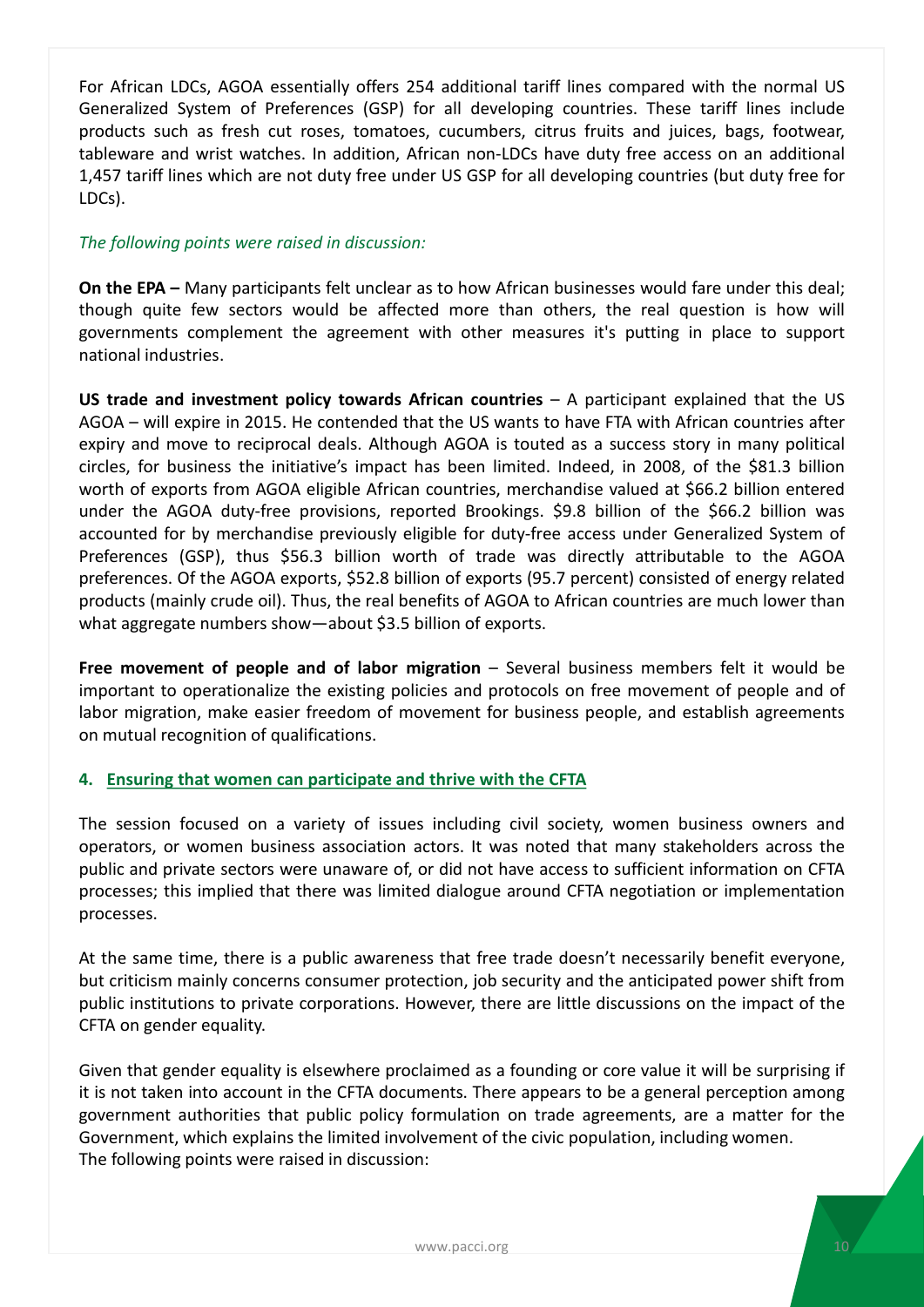For African LDCs, AGOA essentially offers 254 additional tariff lines compared with the normal US Generalized System of Preferences (GSP) for all developing countries. These tariff lines include products such as fresh cut roses, tomatoes, cucumbers, citrus fruits and juices, bags, footwear, tableware and wrist watches. In addition, African non-LDCs have duty free access on an additional 1,457 tariff lines which are not duty free under US GSP for all developing countries (but duty free for LDCs).

*The following points were raised in discussion:*

**On the EPA –** Many participants felt unclear as to how African businesses would fare under this deal; though quite few sectors would be affected more than others, the real question is how will governments complement the agreement with other measures it's putting in place to support national industries.

**US trade and investment policy towards African countries** – A participant explained that the US AGOA – will expire in 2015. He contended that the US wants to have FTA with African countries after expiry and move to reciprocal deals. Although AGOA is touted as a success story in many political circles, for business the initiative's impact has been limited. Indeed, in 2008, of the $81.3 billion worth of exports from AGOA eligible African countries, merchandise valued at $66.2 billion entered under the AGOA duty-free provisions, reported Brookings. $9.8 billion of the $66.2 billion was accounted for by merchandise previously eligible for duty-free access under Generalized System of Preferences (GSP), thus $56.3 billion worth of trade was directly attributable to the AGOA preferences. Of the AGOA exports, $52.8 billion of exports (95.7 percent) consisted of energy related products (mainly crude oil). Thus, the real benefits of AGOA to African countries are much lower than what aggregate numbers show—about $3.5 billion of exports.

**Free movement of people and of labor migration** – Several business members felt it would be important to operationalize the existing policies and protocols on free movement of people and of labor migration, make easier freedom of movement for business people, and establish agreements on mutual recognition of qualifications.

### 4. Ensuring that women can participate and thrive with the CFTA

The session focused on a variety of issues including civil society, women business owners and operators, or women business association actors. It was noted that many stakeholders across the public and private sectors were unaware of, or did not have access to sufficient information on CFTA processes; this implied that there was limited dialogue around CFTA negotiation or implementation processes.

At the same time, there is a public awareness that free trade doesn't necessarily benefit everyone, but criticism mainly concerns consumer protection, job security and the anticipated power shift from public institutions to private corporations. However, there are little discussions on the impact of the CFTA on gender equality.

Given that gender equality is elsewhere proclaimed as a founding or core value it will be surprising if it is not taken into account in the CFTA documents. There appears to be a general perception among government authorities that public policy formulation on trade agreements, are a matter for the Government, which explains the limited involvement of the civic population, including women.
The following points were raised in discussion: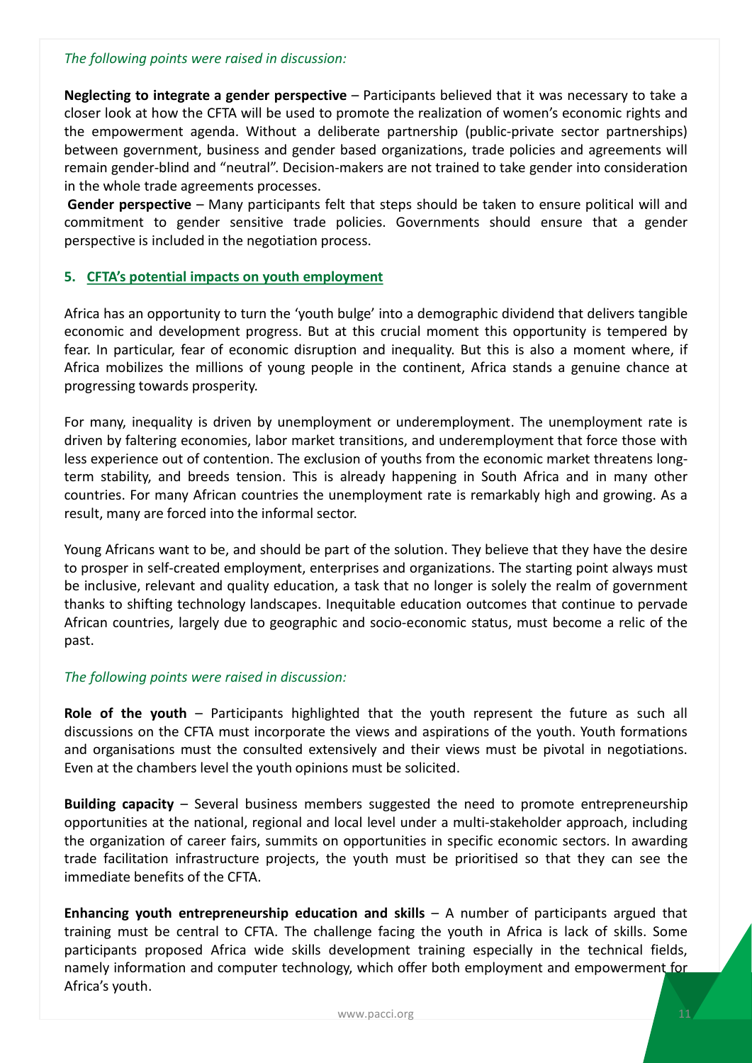*The following points were raised in discussion:*

**Neglecting to integrate a gender perspective** – Participants believed that it was necessary to take a closer look at how the CFTA will be used to promote the realization of women's economic rights and the empowerment agenda. Without a deliberate partnership (public-private sector partnerships) between government, business and gender based organizations, trade policies and agreements will remain gender-blind and "neutral". Decision-makers are not trained to take gender into consideration in the whole trade agreements processes.

**Gender perspective** – Many participants felt that steps should be taken to ensure political will and commitment to gender sensitive trade policies. Governments should ensure that a gender perspective is included in the negotiation process.

## 5. CFTA's potential impacts on youth employment

Africa has an opportunity to turn the 'youth bulge' into a demographic dividend that delivers tangible economic and development progress. But at this crucial moment this opportunity is tempered by fear. In particular, fear of economic disruption and inequality. But this is also a moment where, if Africa mobilizes the millions of young people in the continent, Africa stands a genuine chance at progressing towards prosperity.

For many, inequality is driven by unemployment or underemployment. The unemployment rate is driven by faltering economies, labor market transitions, and underemployment that force those with less experience out of contention. The exclusion of youths from the economic market threatens long-term stability, and breeds tension. This is already happening in South Africa and in many other countries. For many African countries the unemployment rate is remarkably high and growing. As a result, many are forced into the informal sector.

Young Africans want to be, and should be part of the solution. They believe that they have the desire to prosper in self-created employment, enterprises and organizations. The starting point always must be inclusive, relevant and quality education, a task that no longer is solely the realm of government thanks to shifting technology landscapes. Inequitable education outcomes that continue to pervade African countries, largely due to geographic and socio-economic status, must become a relic of the past.

*The following points were raised in discussion:*

**Role of the youth** – Participants highlighted that the youth represent the future as such all discussions on the CFTA must incorporate the views and aspirations of the youth. Youth formations and organisations must the consulted extensively and their views must be pivotal in negotiations. Even at the chambers level the youth opinions must be solicited.

**Building capacity** – Several business members suggested the need to promote entrepreneurship opportunities at the national, regional and local level under a multi-stakeholder approach, including the organization of career fairs, summits on opportunities in specific economic sectors. In awarding trade facilitation infrastructure projects, the youth must be prioritised so that they can see the immediate benefits of the CFTA.

**Enhancing youth entrepreneurship education and skills** – A number of participants argued that training must be central to CFTA. The challenge facing the youth in Africa is lack of skills. Some participants proposed Africa wide skills development training especially in the technical fields, namely information and computer technology, which offer both employment and empowerment for Africa's youth.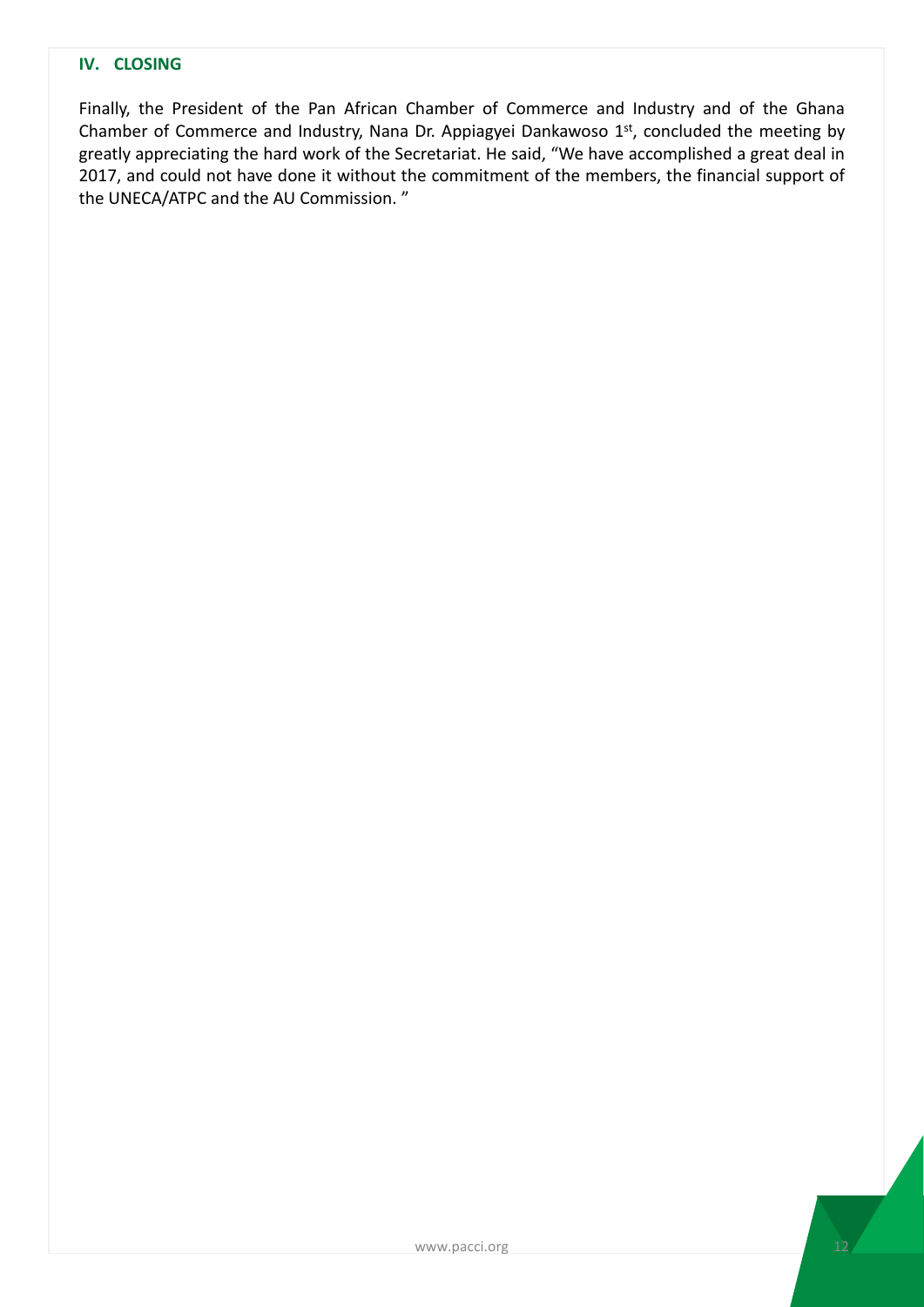## IV. CLOSING

Finally, the President of the Pan African Chamber of Commerce and Industry and of the Ghana Chamber of Commerce and Industry, Nana Dr. Appiagyei Dankawoso 1st, concluded the meeting by greatly appreciating the hard work of the Secretariat. He said, "We have accomplished a great deal in 2017, and could not have done it without the commitment of the members, the financial support of the UNECA/ATPC and the AU Commission. "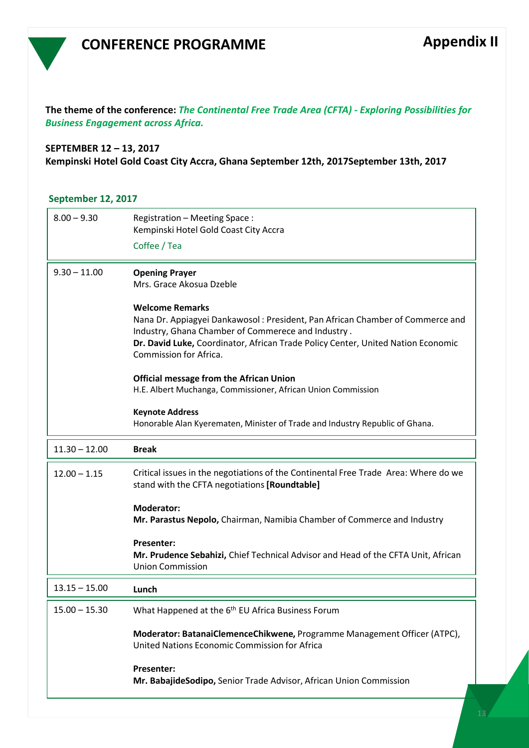# CONFERENCE PROGRAMME

## Appendix II

**The theme of the conference:** ***The Continental Free Trade Area (CFTA) - Exploring Possibilities for Business Engagement across Africa.***

**SEPTEMBER 12 – 13, 2017**
**Kempinski Hotel Gold Coast City Accra, Ghana September 12th, 2017September 13th, 2017**

### September 12, 2017

| | |
|---|---|
| 8.00 – 9.30 | Registration – Meeting Space : Kempinski Hotel Gold Coast City Accra<br>Coffee / Tea |
| 9.30 – 11.00 | **Opening Prayer**<br>Mrs. Grace Akosua Dzeble<br><br>**Welcome Remarks**<br>Nana Dr. Appiagyei Dankawosol : President, Pan African Chamber of Commerce and Industry, Ghana Chamber of Commerece and Industry .<br>**Dr. David Luke,** Coordinator, African Trade Policy Center, United Nation Economic Commission for Africa.<br><br>**Official message from the African Union**<br>H.E. Albert Muchanga, Commissioner, African Union Commission<br><br>**Keynote Address**<br>Honorable Alan Kyerematen, Minister of Trade and Industry Republic of Ghana. |
| 11.30 – 12.00 | **Break** |
| 12.00 – 1.15 | Critical issues in the negotiations of the Continental Free Trade Area: Where do we stand with the CFTA negotiations **[Roundtable]**<br><br>**Moderator:**<br>**Mr. Parastus Nepolo,** Chairman, Namibia Chamber of Commerce and Industry<br><br>**Presenter:**<br>**Mr. Prudence Sebahizi,** Chief Technical Advisor and Head of the CFTA Unit, African Union Commission |
| 13.15 – 15.00 | **Lunch** |
| 15.00 – 15.30 | What Happened at the 6th EU Africa Business Forum<br><br>**Moderator: BatanaiClemenceChikwene,** Programme Management Officer (ATPC), United Nations Economic Commission for Africa<br><br>**Presenter:**<br>**Mr. BabajideSodipo,** Senior Trade Advisor, African Union Commission |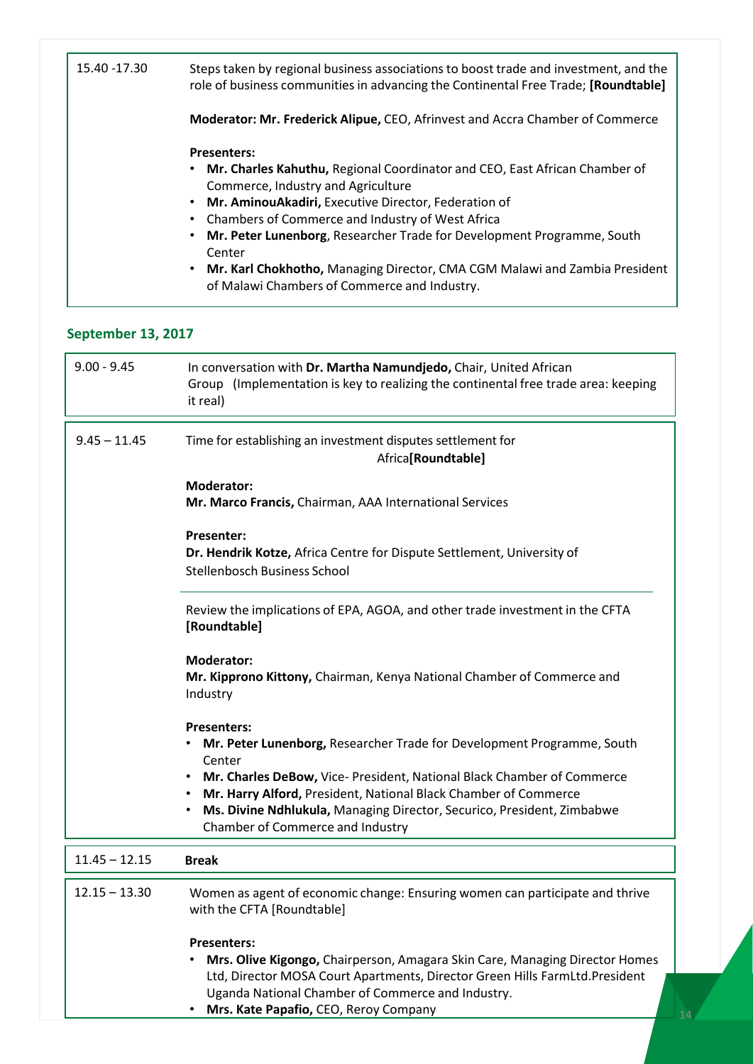| | |
|---|---|
| 15.40 -17.30 | Steps taken by regional business associations to boost trade and investment, and the role of business communities in advancing the Continental Free Trade; **[Roundtable]**<br><br>**Moderator: Mr. Frederick Alipue,** CEO, Afrinvest and Accra Chamber of Commerce<br><br>**Presenters:**<br>• **Mr. Charles Kahuthu,** Regional Coordinator and CEO, East African Chamber of Commerce, Industry and Agriculture<br>• **Mr. AminouAkadiri,** Executive Director, Federation of<br>• Chambers of Commerce and Industry of West Africa<br>• **Mr. Peter Lunenborg**, Researcher Trade for Development Programme, South Center<br>• **Mr. Karl Chokhotho,** Managing Director, CMA CGM Malawi and Zambia President of Malawi Chambers of Commerce and Industry. |

## September 13, 2017

| | |
|---|---|
| 9.00 - 9.45 | In conversation with **Dr. Martha Namundjedo,** Chair, United African Group (Implementation is key to realizing the continental free trade area: keeping it real) |
| 9.45 – 11.45 | Time for establishing an investment disputes settlement for Africa**[Roundtable]**<br><br>**Moderator:**<br>**Mr. Marco Francis,** Chairman, AAA International Services<br><br>**Presenter:**<br>**Dr. Hendrik Kotze,** Africa Centre for Dispute Settlement, University of Stellenbosch Business School<br><br>Review the implications of EPA, AGOA, and other trade investment in the CFTA **[Roundtable]**<br><br>**Moderator:**<br>**Mr. Kipprono Kittony,** Chairman, Kenya National Chamber of Commerce and Industry<br><br>**Presenters:**<br>• **Mr. Peter Lunenborg,** Researcher Trade for Development Programme, South Center<br>• **Mr. Charles DeBow,** Vice- President, National Black Chamber of Commerce<br>• **Mr. Harry Alford,** President, National Black Chamber of Commerce<br>• **Ms. Divine Ndhlukula,** Managing Director, Securico, President, Zimbabwe Chamber of Commerce and Industry |
| 11.45 – 12.15 | **Break** |
| 12.15 – 13.30 | Women as agent of economic change: Ensuring women can participate and thrive with the CFTA [Roundtable]<br><br>**Presenters:**<br>• **Mrs. Olive Kigongo,** Chairperson, Amagara Skin Care, Managing Director Homes Ltd, Director MOSA Court Apartments, Director Green Hills FarmLtd.President Uganda National Chamber of Commerce and Industry.<br>• **Mrs. Kate Papafio,** CEO, Reroy Company |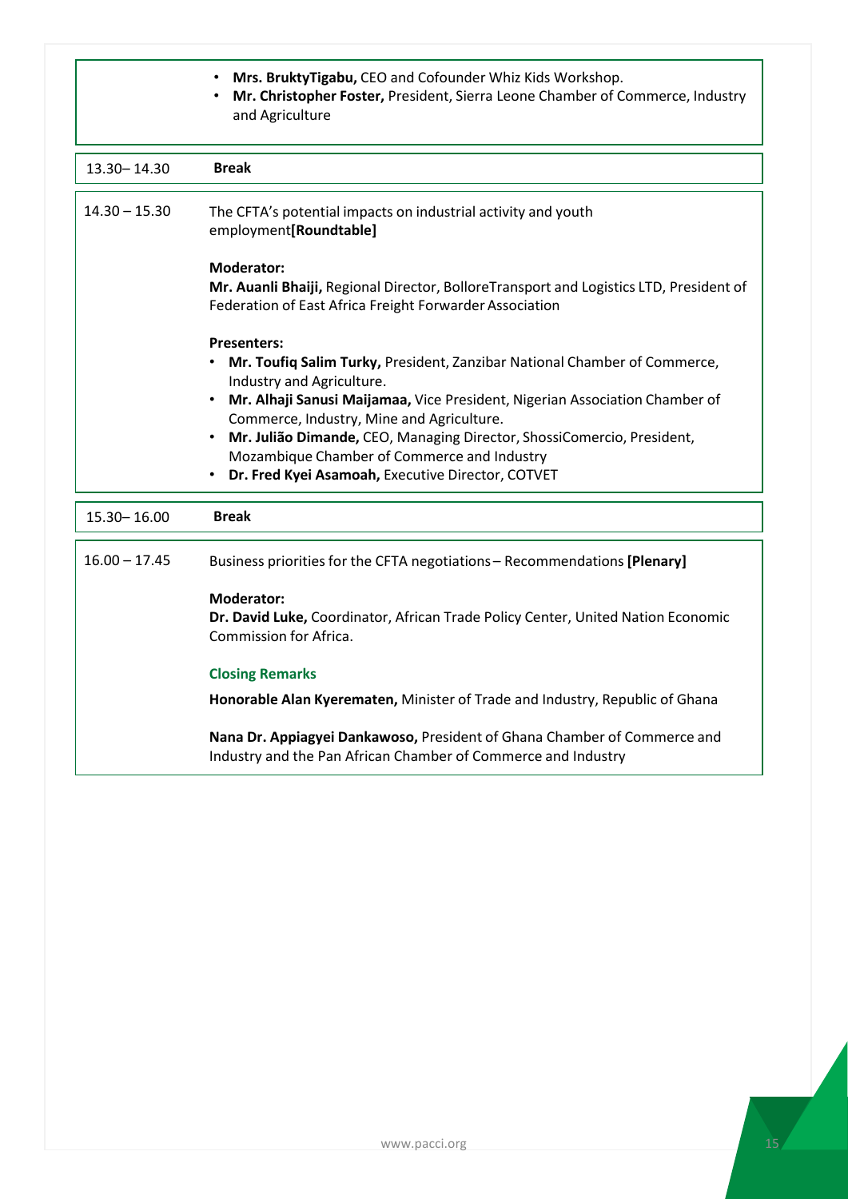|  |  |
|---|---|
|  | • **Mrs. BruktyTigabu,** CEO and Cofounder Whiz Kids Workshop.<br>• **Mr. Christopher Foster,** President, Sierra Leone Chamber of Commerce, Industry and Agriculture |
| 13.30– 14.30 | **Break** |
| 14.30 – 15.30 | The CFTA's potential impacts on industrial activity and youth employment**[Roundtable]**<br><br>**Moderator:**<br>**Mr. Auanli Bhaiji,** Regional Director, BolloreTransport and Logistics LTD, President of Federation of East Africa Freight Forwarder Association<br><br>**Presenters:**<br>• **Mr. Toufiq Salim Turky,** President, Zanzibar National Chamber of Commerce, Industry and Agriculture.<br>• **Mr. Alhaji Sanusi Maijamaa,** Vice President, Nigerian Association Chamber of Commerce, Industry, Mine and Agriculture.<br>• **Mr. Julião Dimande,** CEO, Managing Director, ShossiComercio, President, Mozambique Chamber of Commerce and Industry<br>• **Dr. Fred Kyei Asamoah,** Executive Director, COTVET |
| 15.30– 16.00 | **Break** |
| 16.00 – 17.45 | Business priorities for the CFTA negotiations – Recommendations **[Plenary]**<br><br>**Moderator:**<br>**Dr. David Luke,** Coordinator, African Trade Policy Center, United Nation Economic Commission for Africa.<br><br>**Closing Remarks**<br><br>**Honorable Alan Kyerematen,** Minister of Trade and Industry, Republic of Ghana<br><br>**Nana Dr. Appiagyei Dankawoso,** President of Ghana Chamber of Commerce and Industry and the Pan African Chamber of Commerce and Industry |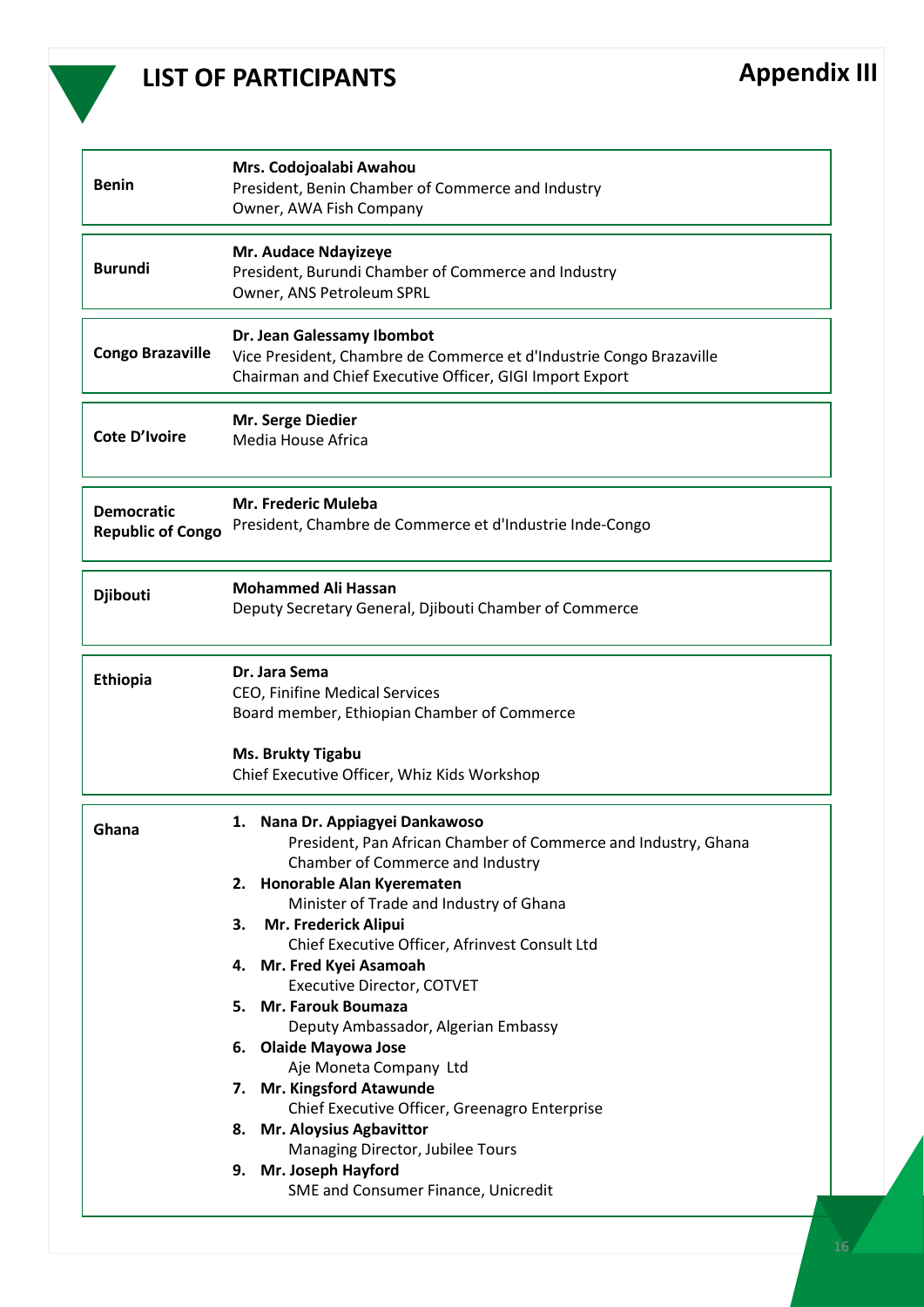## LIST OF PARTICIPANTS

## Appendix III

| | |
|---|---|
| **Benin** | **Mrs. Codojoalabi Awahou**<br>President, Benin Chamber of Commerce and Industry<br>Owner, AWA Fish Company |
| **Burundi** | **Mr. Audace Ndayizeye**<br>President, Burundi Chamber of Commerce and Industry<br>Owner, ANS Petroleum SPRL |
| **Congo Brazaville** | **Dr. Jean Galessamy Ibombot**<br>Vice President, Chambre de Commerce et d'Industrie Congo Brazaville<br>Chairman and Chief Executive Officer, GIGI Import Export |
| **Cote D'Ivoire** | **Mr. Serge Diedier**<br>Media House Africa |
| **Democratic Republic of Congo** | **Mr. Frederic Muleba**<br>President, Chambre de Commerce et d'Industrie Inde-Congo |
| **Djibouti** | **Mohammed Ali Hassan**<br>Deputy Secretary General, Djibouti Chamber of Commerce |
| **Ethiopia** | **Dr. Jara Sema**<br>CEO, Finifine Medical Services<br>Board member, Ethiopian Chamber of Commerce<br><br>**Ms. Brukty Tigabu**<br>Chief Executive Officer, Whiz Kids Workshop |
| **Ghana** | 1. **Nana Dr. Appiagyei Dankawoso**<br>President, Pan African Chamber of Commerce and Industry, Ghana Chamber of Commerce and Industry<br>2. **Honorable Alan Kyerematen**<br>Minister of Trade and Industry of Ghana<br>3. **Mr. Frederick Alipui**<br>Chief Executive Officer, Afrinvest Consult Ltd<br>4. **Mr. Fred Kyei Asamoah**<br>Executive Director, COTVET<br>5. **Mr. Farouk Boumaza**<br>Deputy Ambassador, Algerian Embassy<br>6. **Olaide Mayowa Jose**<br>Aje Moneta Company Ltd<br>7. **Mr. Kingsford Atawunde**<br>Chief Executive Officer, Greenagro Enterprise<br>8. **Mr. Aloysius Agbavittor**<br>Managing Director, Jubilee Tours<br>9. **Mr. Joseph Hayford**<br>SME and Consumer Finance, Unicredit |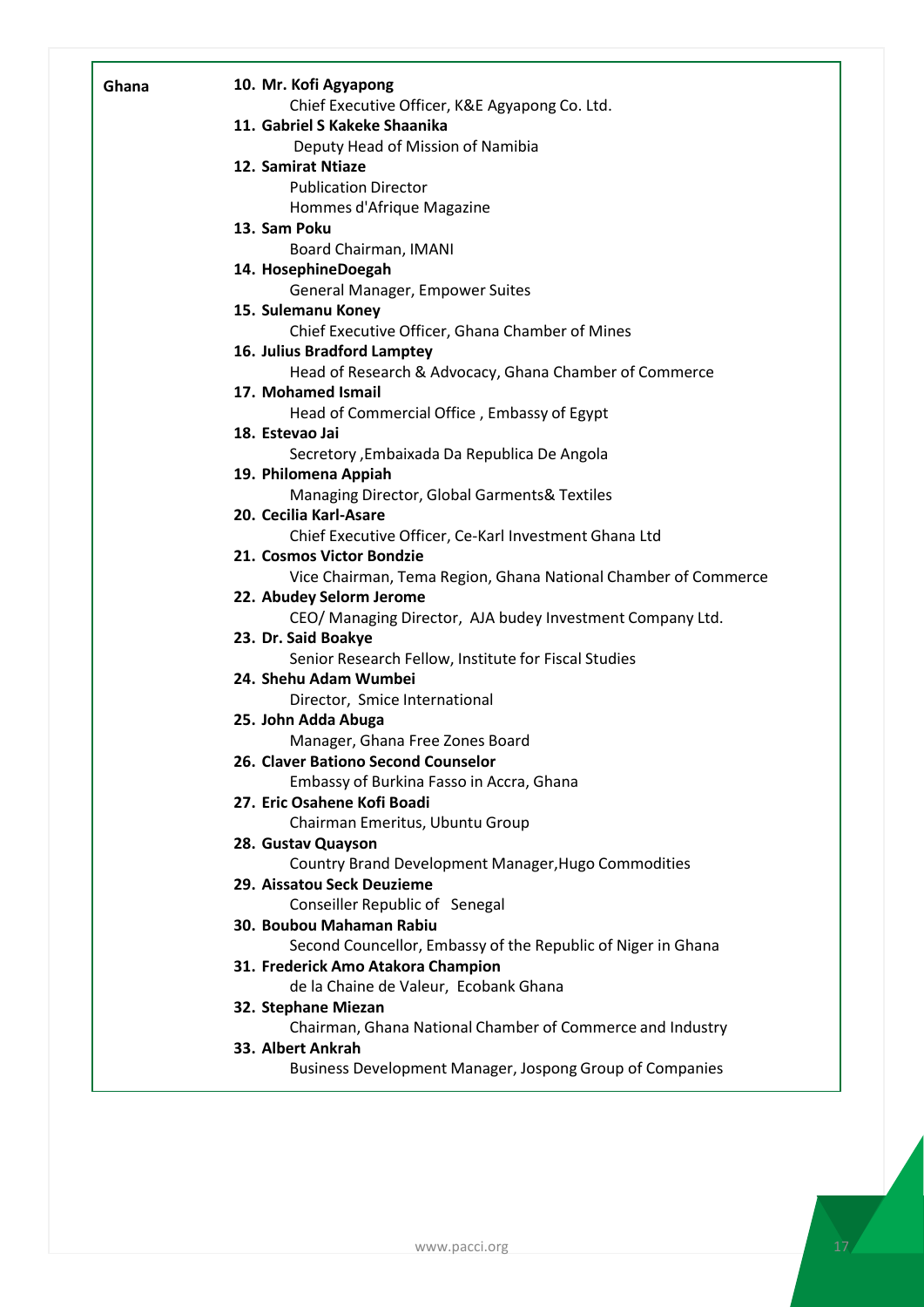| Ghana | |
|---|---|
| | **10. Mr. Kofi Agyapong**<br>Chief Executive Officer, K&E Agyapong Co. Ltd. |
| | **11. Gabriel S Kakeke Shaanika**<br>Deputy Head of Mission of Namibia |
| | **12. Samirat Ntiaze**<br>Publication Director<br>Hommes d'Afrique Magazine |
| | **13. Sam Poku**<br>Board Chairman, IMANI |
| | **14. HosephineDoegah**<br>General Manager, Empower Suites |
| | **15. Sulemanu Koney**<br>Chief Executive Officer, Ghana Chamber of Mines |
| | **16. Julius Bradford Lamptey**<br>Head of Research & Advocacy, Ghana Chamber of Commerce |
| | **17. Mohamed Ismail**<br>Head of Commercial Office , Embassy of Egypt |
| | **18. Estevao Jai**<br>Secretory ,Embaixada Da Republica De Angola |
| | **19. Philomena Appiah**<br>Managing Director, Global Garments& Textiles |
| | **20. Cecilia Karl-Asare**<br>Chief Executive Officer, Ce-Karl Investment Ghana Ltd |
| | **21. Cosmos Victor Bondzie**<br>Vice Chairman, Tema Region, Ghana National Chamber of Commerce |
| | **22. Abudey Selorm Jerome**<br>CEO/ Managing Director, AJA budey Investment Company Ltd. |
| | **23. Dr. Said Boakye**<br>Senior Research Fellow, Institute for Fiscal Studies |
| | **24. Shehu Adam Wumbei**<br>Director, Smice International |
| | **25. John Adda Abuga**<br>Manager, Ghana Free Zones Board |
| | **26. Claver Bationo Second Counselor**<br>Embassy of Burkina Fasso in Accra, Ghana |
| | **27. Eric Osahene Kofi Boadi**<br>Chairman Emeritus, Ubuntu Group |
| | **28. Gustav Quayson**<br>Country Brand Development Manager,Hugo Commodities |
| | **29. Aissatou Seck Deuzieme**<br>Conseiller Republic of Senegal |
| | **30. Boubou Mahaman Rabiu**<br>Second Councellor, Embassy of the Republic of Niger in Ghana |
| | **31. Frederick Amo Atakora Champion**<br>de la Chaine de Valeur, Ecobank Ghana |
| | **32. Stephane Miezan**<br>Chairman, Ghana National Chamber of Commerce and Industry |
| | **33. Albert Ankrah**<br>Business Development Manager, Jospong Group of Companies |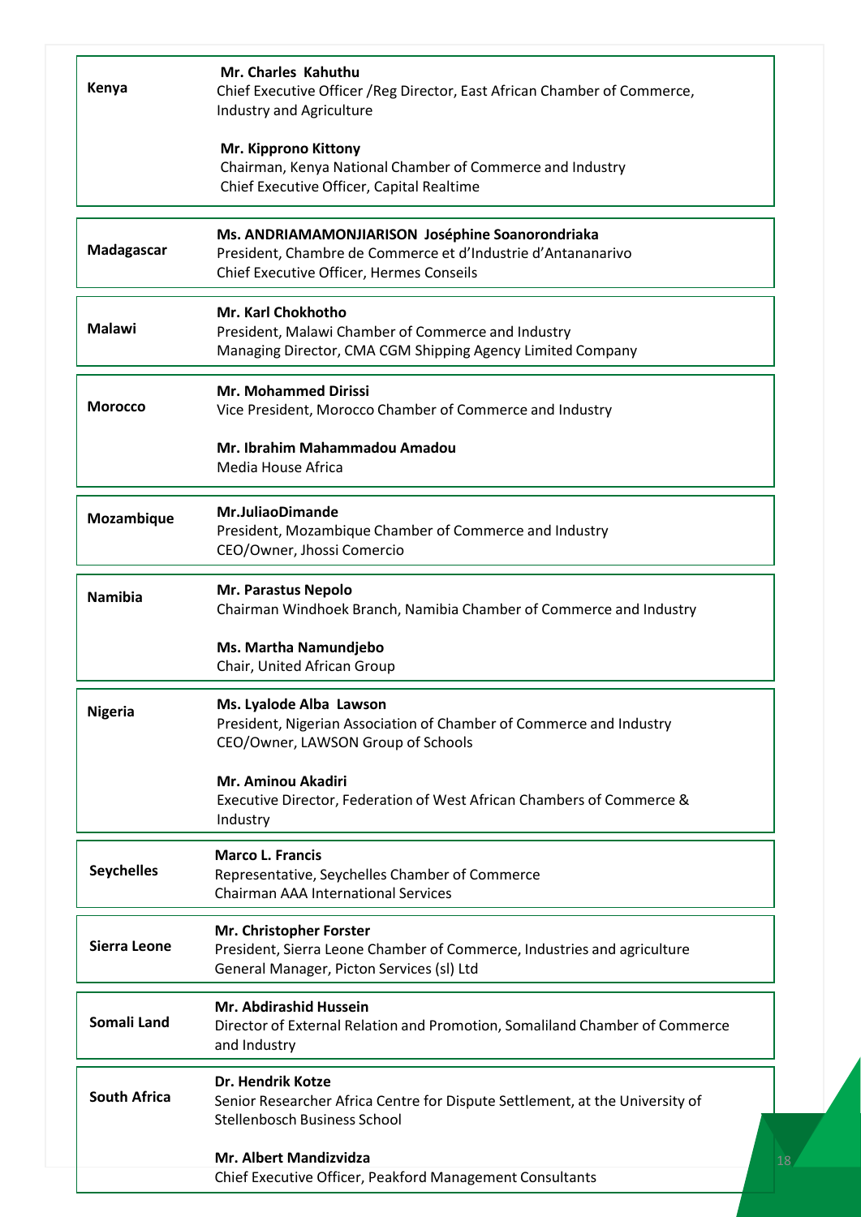| Country | Representatives |
|---|---|
| Kenya | **Mr. Charles Kahuthu**<br>Chief Executive Officer /Reg Director, East African Chamber of Commerce, Industry and Agriculture<br><br>**Mr. Kipprono Kittony**<br>Chairman, Kenya National Chamber of Commerce and Industry<br>Chief Executive Officer, Capital Realtime |
| Madagascar | **Ms. ANDRIAMAMONJIARISON Joséphine Soanorondriaka**<br>President, Chambre de Commerce et d'Industrie d'Antananarivo<br>Chief Executive Officer, Hermes Conseils |
| Malawi | **Mr. Karl Chokhotho**<br>President, Malawi Chamber of Commerce and Industry<br>Managing Director, CMA CGM Shipping Agency Limited Company |
| Morocco | **Mr. Mohammed Dirissi**<br>Vice President, Morocco Chamber of Commerce and Industry<br><br>**Mr. Ibrahim Mahammadou Amadou**<br>Media House Africa |
| Mozambique | **Mr.JuliaoDimande**<br>President, Mozambique Chamber of Commerce and Industry<br>CEO/Owner, Jhossi Comercio |
| Namibia | **Mr. Parastus Nepolo**<br>Chairman Windhoek Branch, Namibia Chamber of Commerce and Industry<br><br>**Ms. Martha Namundjebo**<br>Chair, United African Group |
| Nigeria | **Ms. Lyalode Alba Lawson**<br>President, Nigerian Association of Chamber of Commerce and Industry<br>CEO/Owner, LAWSON Group of Schools<br><br>**Mr. Aminou Akadiri**<br>Executive Director, Federation of West African Chambers of Commerce & Industry |
| Seychelles | **Marco L. Francis**<br>Representative, Seychelles Chamber of Commerce<br>Chairman AAA International Services |
| Sierra Leone | **Mr. Christopher Forster**<br>President, Sierra Leone Chamber of Commerce, Industries and agriculture<br>General Manager, Picton Services (sl) Ltd |
| Somali Land | **Mr. Abdirashid Hussein**<br>Director of External Relation and Promotion, Somaliland Chamber of Commerce and Industry |
| South Africa | **Dr. Hendrik Kotze**<br>Senior Researcher Africa Centre for Dispute Settlement, at the University of Stellenbosch Business School<br><br>**Mr. Albert Mandizvidza**<br>Chief Executive Officer, Peakford Management Consultants |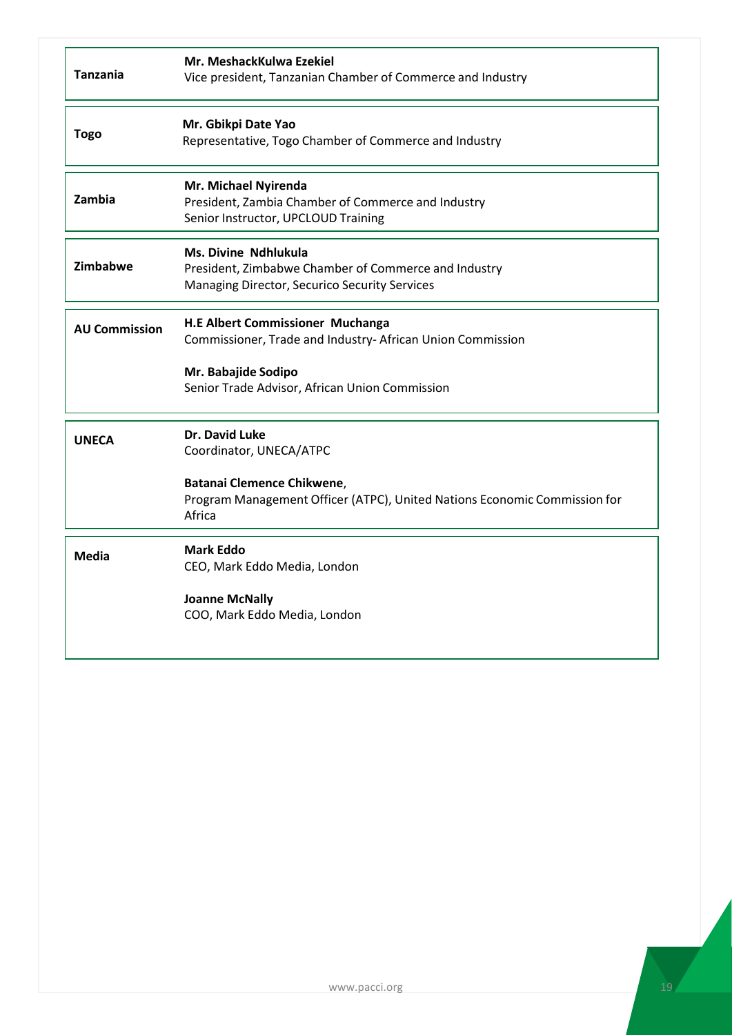| | |
|---|---|
| **Tanzania** | **Mr. MeshackKulwa Ezekiel**<br>Vice president, Tanzanian Chamber of Commerce and Industry |
| **Togo** | **Mr. Gbikpi Date Yao**<br>Representative, Togo Chamber of Commerce and Industry |
| **Zambia** | **Mr. Michael Nyirenda**<br>President, Zambia Chamber of Commerce and Industry<br>Senior Instructor, UPCLOUD Training |
| **Zimbabwe** | **Ms. Divine Ndhlukula**<br>President, Zimbabwe Chamber of Commerce and Industry<br>Managing Director, Securico Security Services |
| **AU Commission** | **H.E Albert Commissioner Muchanga**<br>Commissioner, Trade and Industry- African Union Commission<br><br>**Mr. Babajide Sodipo**<br>Senior Trade Advisor, African Union Commission |
| **UNECA** | **Dr. David Luke**<br>Coordinator, UNECA/ATPC<br><br>**Batanai Clemence Chikwene**,<br>Program Management Officer (ATPC), United Nations Economic Commission for Africa |
| **Media** | **Mark Eddo**<br>CEO, Mark Eddo Media, London<br><br>**Joanne McNally**<br>COO, Mark Eddo Media, London |